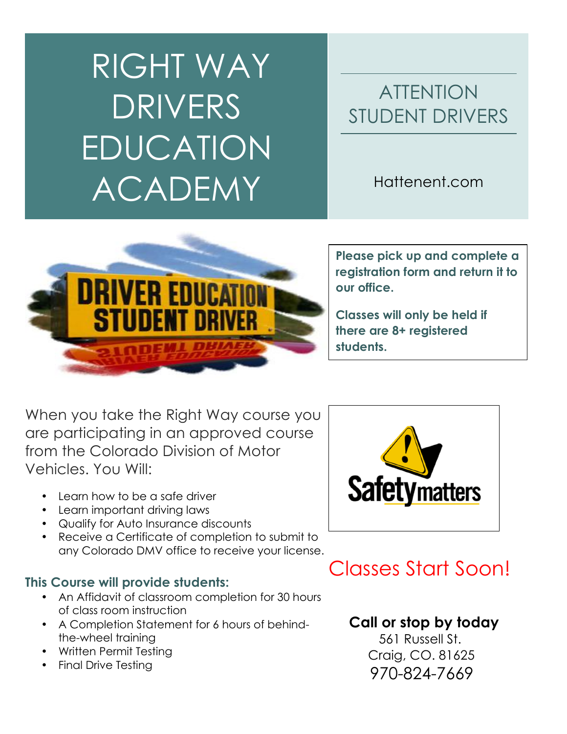# RIGHT WAY DRIVERS EDUCATION ACADEMY

## ATTENTION STUDENT DRIVERS

Hattenent.com

**Please pick up and complete a registration form and return it to our office.**

**Classes will only be held if there are 8+ registered students.**

When you take the Right Way course you are participating in an approved course from the Colorado Division of Motor Vehicles. You Will:

- Learn how to be a safe driver
- Learn important driving laws
- Qualify for Auto Insurance discounts
- Receive a Certificate of completion to submit to any Colorado DMV office to receive your license.

**This Course will provide students:**

- An Affidavit of classroom completion for 30 hours of class room instruction
- A Completion Statement for 6 hours of behind-the-wheel training
- Written Permit Testing
- Final Drive Testing

## Classes Start Soon!

**Call or stop by today**

561 Russell St.
Craig, CO. 81625
970-824-7669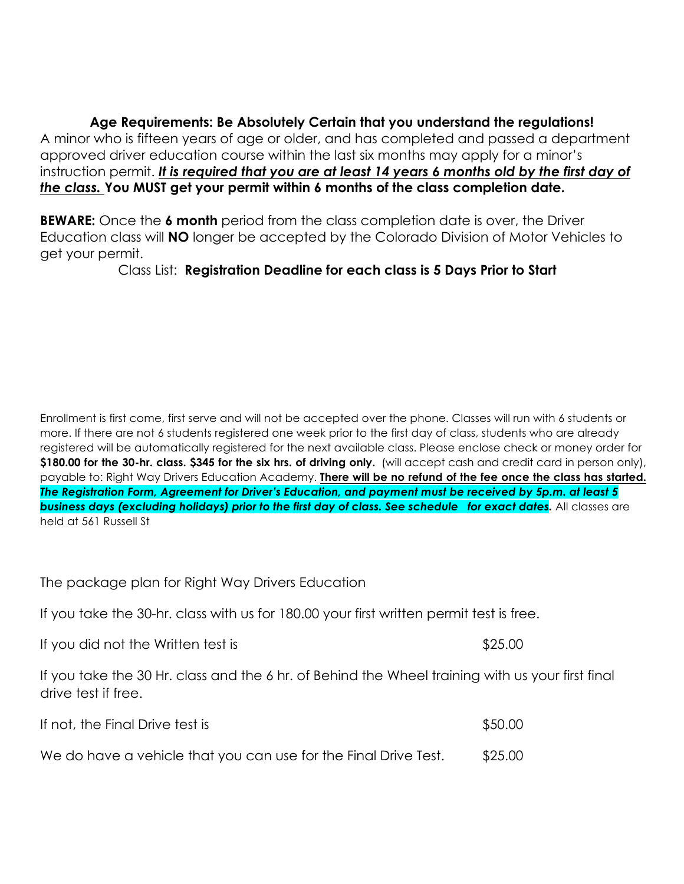**Age Requirements: Be Absolutely Certain that you understand the regulations!**

A minor who is fifteen years of age or older, and has completed and passed a department approved driver education course within the last six months may apply for a minor's instruction permit. ***It is required that you are at least 14 years 6 months old by the first day of the class.*** **You MUST get your permit within 6 months of the class completion date.**

**BEWARE:** Once the **6 month** period from the class completion date is over, the Driver Education class will **NO** longer be accepted by the Colorado Division of Motor Vehicles to get your permit.

Class List: **Registration Deadline for each class is 5 Days Prior to Start**

Enrollment is first come, first serve and will not be accepted over the phone. Classes will run with 6 students or more. If there are not 6 students registered one week prior to the first day of class, students who are already registered will be automatically registered for the next available class. Please enclose check or money order for **$180.00 for the 30-hr. class. $345 for the six hrs. of driving only.** (will accept cash and credit card in person only), payable to: Right Way Drivers Education Academy. **There will be no refund of the fee once the class has started.** ***The Registration Form, Agreement for Driver's Education, and payment must be received by 5p.m. at least 5 business days (excluding holidays) prior to the first day of class. See schedule for exact dates.*** All classes are held at 561 Russell St

The package plan for Right Way Drivers Education

If you take the 30-hr. class with us for 180.00 your first written permit test is free.

| | |
|---|---|
| If you did not the Written test is | $25.00 |

If you take the 30 Hr. class and the 6 hr. of Behind the Wheel training with us your first final drive test if free.

| | |
|---|---|
| If not, the Final Drive test is | $50.00 |
| We do have a vehicle that you can use for the Final Drive Test. | $25.00 |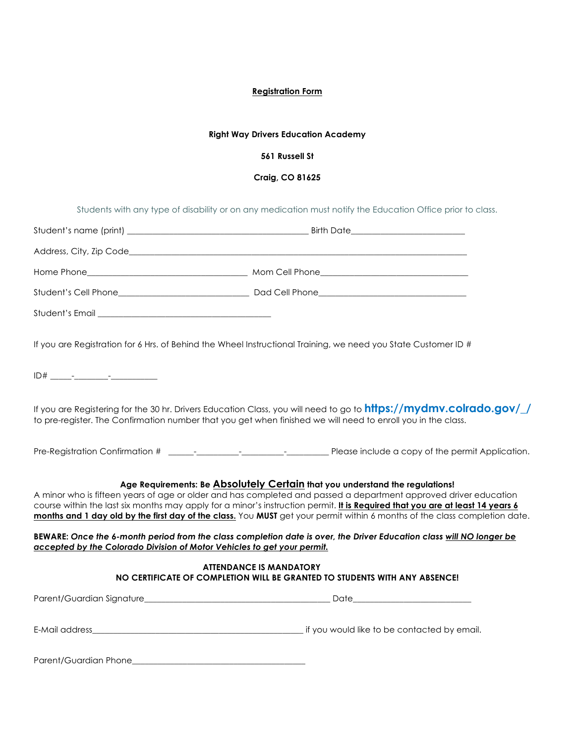**Registration Form**

**Right Way Drivers Education Academy**

**561 Russell St**

**Craig, CO 81625**

Students with any type of disability or on any medication must notify the Education Office prior to class.

Student's name (print) ________________________________________ Birth Date___________________________

Address, City, Zip Code_________________________________________________________________________

Home Phone____________________________________ Mom Cell Phone__________________________________

Student's Cell Phone______________________________ Dad Cell Phone__________________________________

Student's Email ________________________________________

If you are Registration for 6 Hrs. of Behind the Wheel Instructional Training, we need you State Customer ID #

ID# _____-________-___________

If you are Registering for the 30 hr. Drivers Education Class, you will need to go to **https://mydmv.colrado.gov/_/** to pre-register. The Confirmation number that you get when finished we will need to enroll you in the class.

Pre-Registration Confirmation # ______-__________-__________-__________ Please include a copy of the permit Application.

**Age Requirements: Be <u>Absolutely Certain</u> that you understand the regulations!**

A minor who is fifteen years of age or older and has completed and passed a department approved driver education course within the last six months may apply for a minor's instruction permit. **<u>It is Required that you are at least 14 years 6 months and 1 day old by the first day of the class.</u>** You **MUST** get your permit within 6 months of the class completion date.

**BEWARE:** ***Once the 6-month period from the class completion date is over, the Driver Education class <u>will NO longer be accepted by the Colorado Division of Motor Vehicles to get your permit.</u>***

**ATTENDANCE IS MANDATORY**
**NO CERTIFICATE OF COMPLETION WILL BE GRANTED TO STUDENTS WITH ANY ABSENCE!**

Parent/Guardian Signature____________________________________________ Date___________________________

E-Mail address__________________________________________________ if you would like to be contacted by email.

Parent/Guardian Phone________________________________________